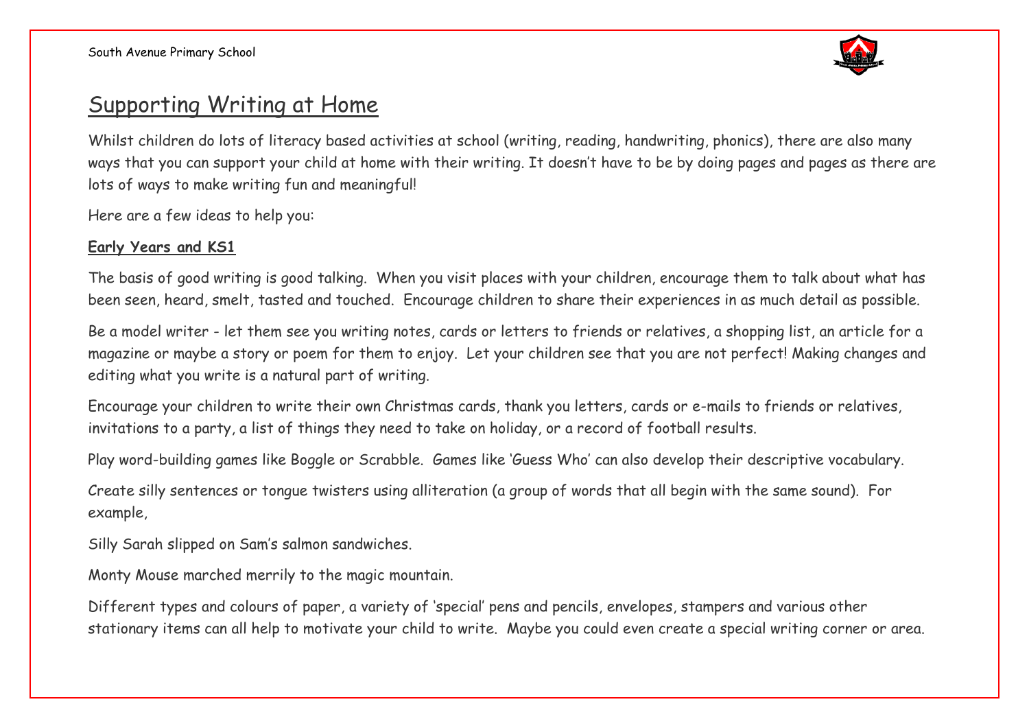# Supporting Writing at Home

Whilst children do lots of literacy based activities at school (writing, reading, handwriting, phonics), there are also many ways that you can support your child at home with their writing. It doesn't have to be by doing pages and pages as there are lots of ways to make writing fun and meaningful!

Here are a few ideas to help you:

## Early Years and KS1

The basis of good writing is good talking. When you visit places with your children, encourage them to talk about what has been seen, heard, smelt, tasted and touched. Encourage children to share their experiences in as much detail as possible.

Be a model writer - let them see you writing notes, cards or letters to friends or relatives, a shopping list, an article for a magazine or maybe a story or poem for them to enjoy. Let your children see that you are not perfect! Making changes and editing what you write is a natural part of writing.

Encourage your children to write their own Christmas cards, thank you letters, cards or e-mails to friends or relatives, invitations to a party, a list of things they need to take on holiday, or a record of football results.

Play word-building games like Boggle or Scrabble. Games like 'Guess Who' can also develop their descriptive vocabulary.

Create silly sentences or tongue twisters using alliteration (a group of words that all begin with the same sound). For example,

Silly Sarah slipped on Sam's salmon sandwiches.

Monty Mouse marched merrily to the magic mountain.

Different types and colours of paper, a variety of 'special' pens and pencils, envelopes, stampers and various other stationary items can all help to motivate your child to write. Maybe you could even create a special writing corner or area.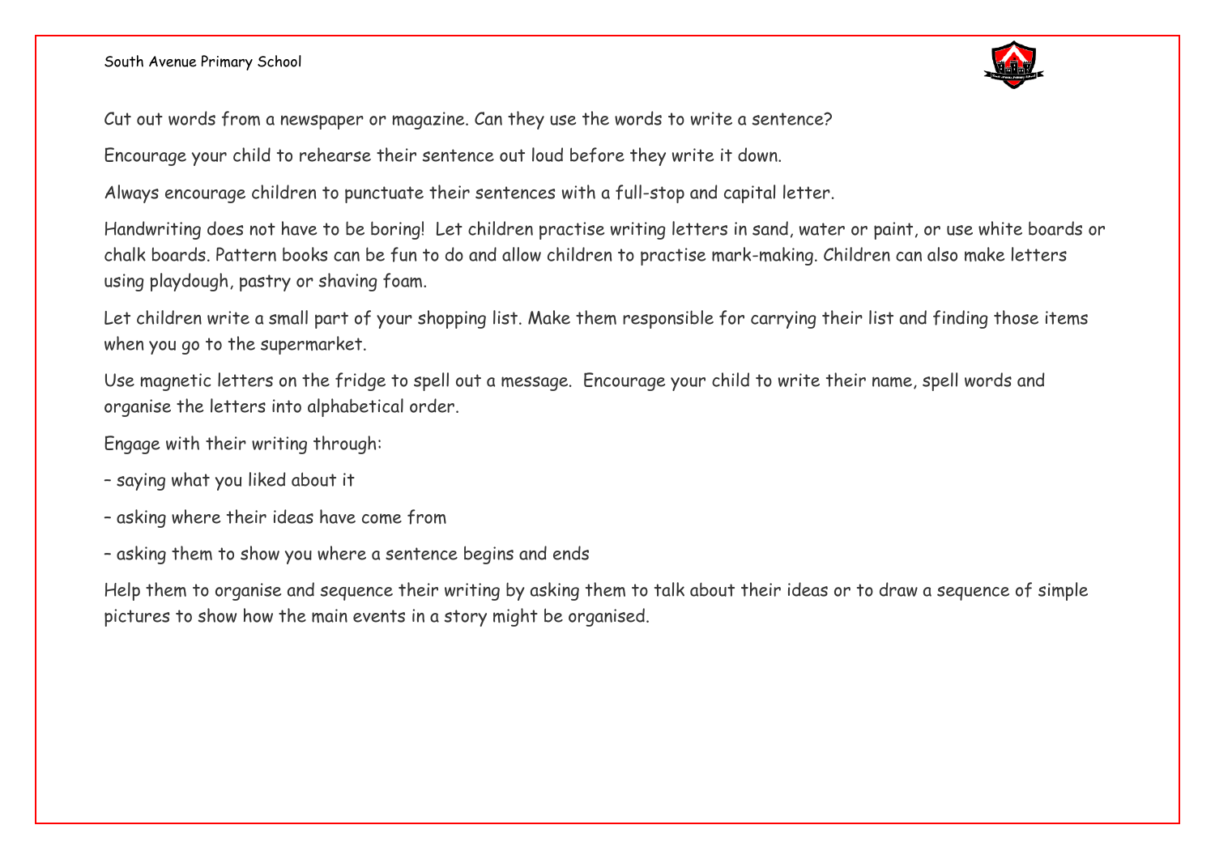Cut out words from a newspaper or magazine. Can they use the words to write a sentence?

Encourage your child to rehearse their sentence out loud before they write it down.

Always encourage children to punctuate their sentences with a full-stop and capital letter.

Handwriting does not have to be boring!  Let children practise writing letters in sand, water or paint, or use white boards or chalk boards. Pattern books can be fun to do and allow children to practise mark-making. Children can also make letters using playdough, pastry or shaving foam.

Let children write a small part of your shopping list. Make them responsible for carrying their list and finding those items when you go to the supermarket.

Use magnetic letters on the fridge to spell out a message.  Encourage your child to write their name, spell words and organise the letters into alphabetical order.

Engage with their writing through:

- saying what you liked about it
- asking where their ideas have come from
- asking them to show you where a sentence begins and ends

Help them to organise and sequence their writing by asking them to talk about their ideas or to draw a sequence of simple pictures to show how the main events in a story might be organised.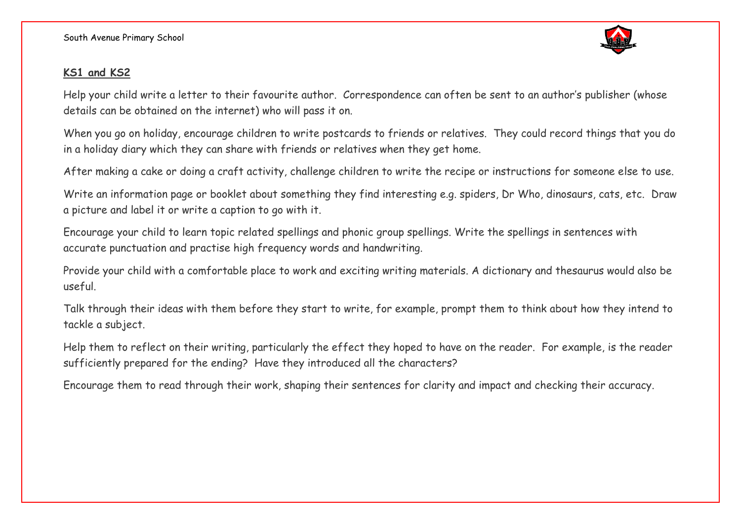**KS1 and KS2**

Help your child write a letter to their favourite author. Correspondence can often be sent to an author's publisher (whose details can be obtained on the internet) who will pass it on.

When you go on holiday, encourage children to write postcards to friends or relatives. They could record things that you do in a holiday diary which they can share with friends or relatives when they get home.

After making a cake or doing a craft activity, challenge children to write the recipe or instructions for someone else to use.

Write an information page or booklet about something they find interesting e.g. spiders, Dr Who, dinosaurs, cats, etc. Draw a picture and label it or write a caption to go with it.

Encourage your child to learn topic related spellings and phonic group spellings. Write the spellings in sentences with accurate punctuation and practise high frequency words and handwriting.

Provide your child with a comfortable place to work and exciting writing materials. A dictionary and thesaurus would also be useful.

Talk through their ideas with them before they start to write, for example, prompt them to think about how they intend to tackle a subject.

Help them to reflect on their writing, particularly the effect they hoped to have on the reader. For example, is the reader sufficiently prepared for the ending? Have they introduced all the characters?

Encourage them to read through their work, shaping their sentences for clarity and impact and checking their accuracy.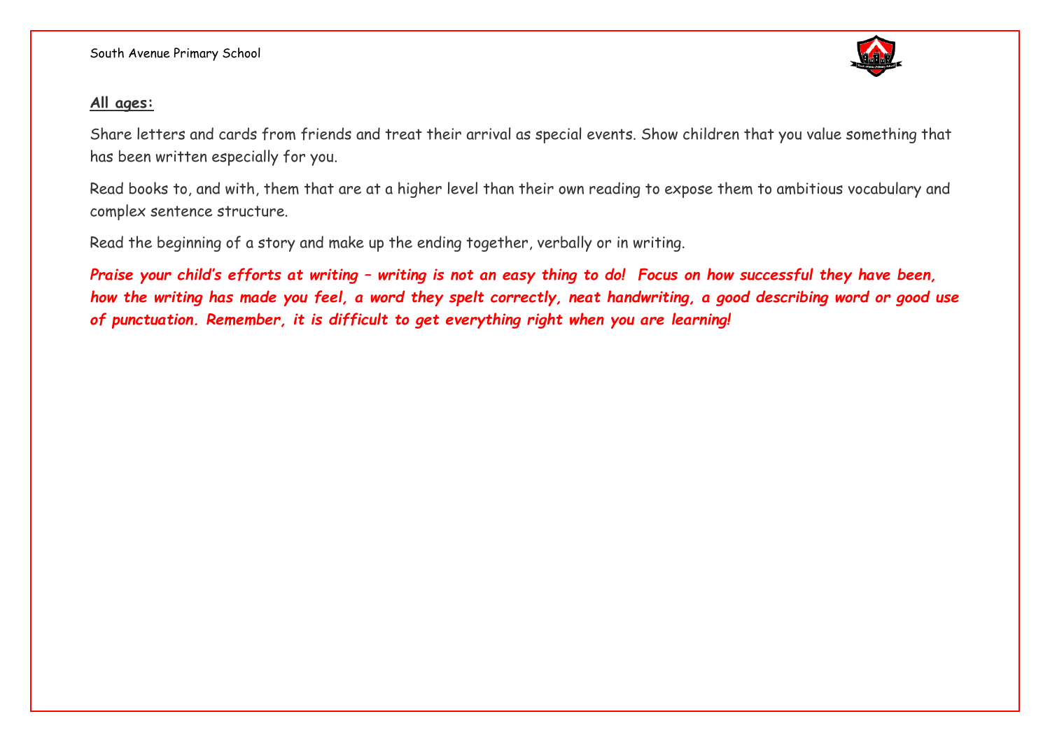**All ages:**

Share letters and cards from friends and treat their arrival as special events. Show children that you value something that has been written especially for you.

Read books to, and with, them that are at a higher level than their own reading to expose them to ambitious vocabulary and complex sentence structure.

Read the beginning of a story and make up the ending together, verbally or in writing.

***Praise your child's efforts at writing – writing is not an easy thing to do! Focus on how successful they have been, how the writing has made you feel, a word they spelt correctly, neat handwriting, a good describing word or good use of punctuation. Remember, it is difficult to get everything right when you are learning!***